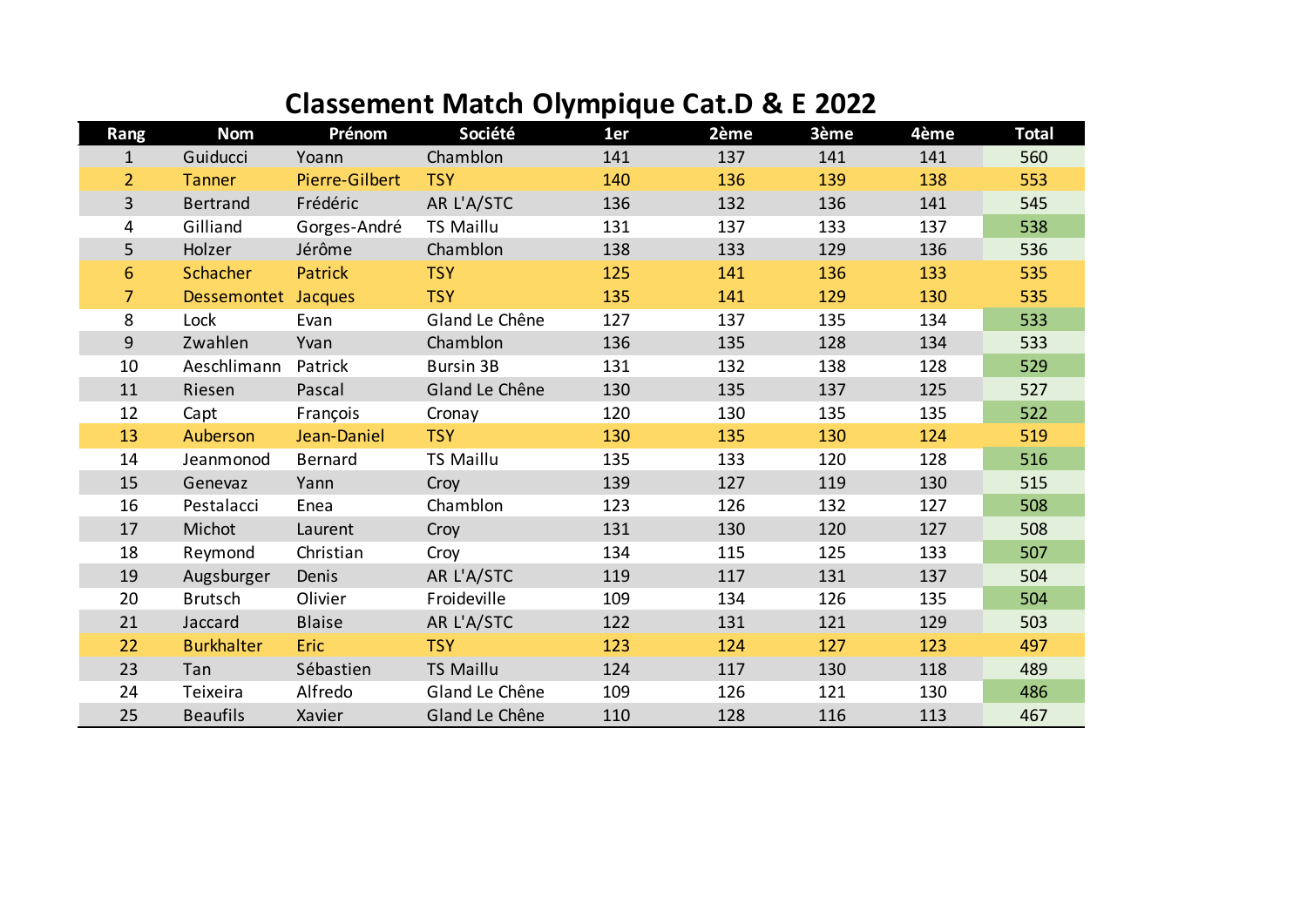# Classement Match Olympique Cat.D & E 2022

| Rang | Nom | Prénom | Société | 1er | 2ème | 3ème | 4ème | Total |
|---|---|---|---|---|---|---|---|---|
| 1 | Guiducci | Yoann | Chamblon | 141 | 137 | 141 | 141 | 560 |
| 2 | Tanner | Pierre-Gilbert | TSY | 140 | 136 | 139 | 138 | 553 |
| 3 | Bertrand | Frédéric | AR L'A/STC | 136 | 132 | 136 | 141 | 545 |
| 4 | Gilliand | Gorges-André | TS Maillu | 131 | 137 | 133 | 137 | 538 |
| 5 | Holzer | Jérôme | Chamblon | 138 | 133 | 129 | 136 | 536 |
| 6 | Schacher | Patrick | TSY | 125 | 141 | 136 | 133 | 535 |
| 7 | Dessemontet | Jacques | TSY | 135 | 141 | 129 | 130 | 535 |
| 8 | Lock | Evan | Gland Le Chêne | 127 | 137 | 135 | 134 | 533 |
| 9 | Zwahlen | Yvan | Chamblon | 136 | 135 | 128 | 134 | 533 |
| 10 | Aeschlimann | Patrick | Bursin 3B | 131 | 132 | 138 | 128 | 529 |
| 11 | Riesen | Pascal | Gland Le Chêne | 130 | 135 | 137 | 125 | 527 |
| 12 | Capt | François | Cronay | 120 | 130 | 135 | 135 | 522 |
| 13 | Auberson | Jean-Daniel | TSY | 130 | 135 | 130 | 124 | 519 |
| 14 | Jeanmonod | Bernard | TS Maillu | 135 | 133 | 120 | 128 | 516 |
| 15 | Genevaz | Yann | Croy | 139 | 127 | 119 | 130 | 515 |
| 16 | Pestalacci | Enea | Chamblon | 123 | 126 | 132 | 127 | 508 |
| 17 | Michot | Laurent | Croy | 131 | 130 | 120 | 127 | 508 |
| 18 | Reymond | Christian | Croy | 134 | 115 | 125 | 133 | 507 |
| 19 | Augsburger | Denis | AR L'A/STC | 119 | 117 | 131 | 137 | 504 |
| 20 | Brutsch | Olivier | Froideville | 109 | 134 | 126 | 135 | 504 |
| 21 | Jaccard | Blaise | AR L'A/STC | 122 | 131 | 121 | 129 | 503 |
| 22 | Burkhalter | Eric | TSY | 123 | 124 | 127 | 123 | 497 |
| 23 | Tan | Sébastien | TS Maillu | 124 | 117 | 130 | 118 | 489 |
| 24 | Teixeira | Alfredo | Gland Le Chêne | 109 | 126 | 121 | 130 | 486 |
| 25 | Beaufils | Xavier | Gland Le Chêne | 110 | 128 | 116 | 113 | 467 |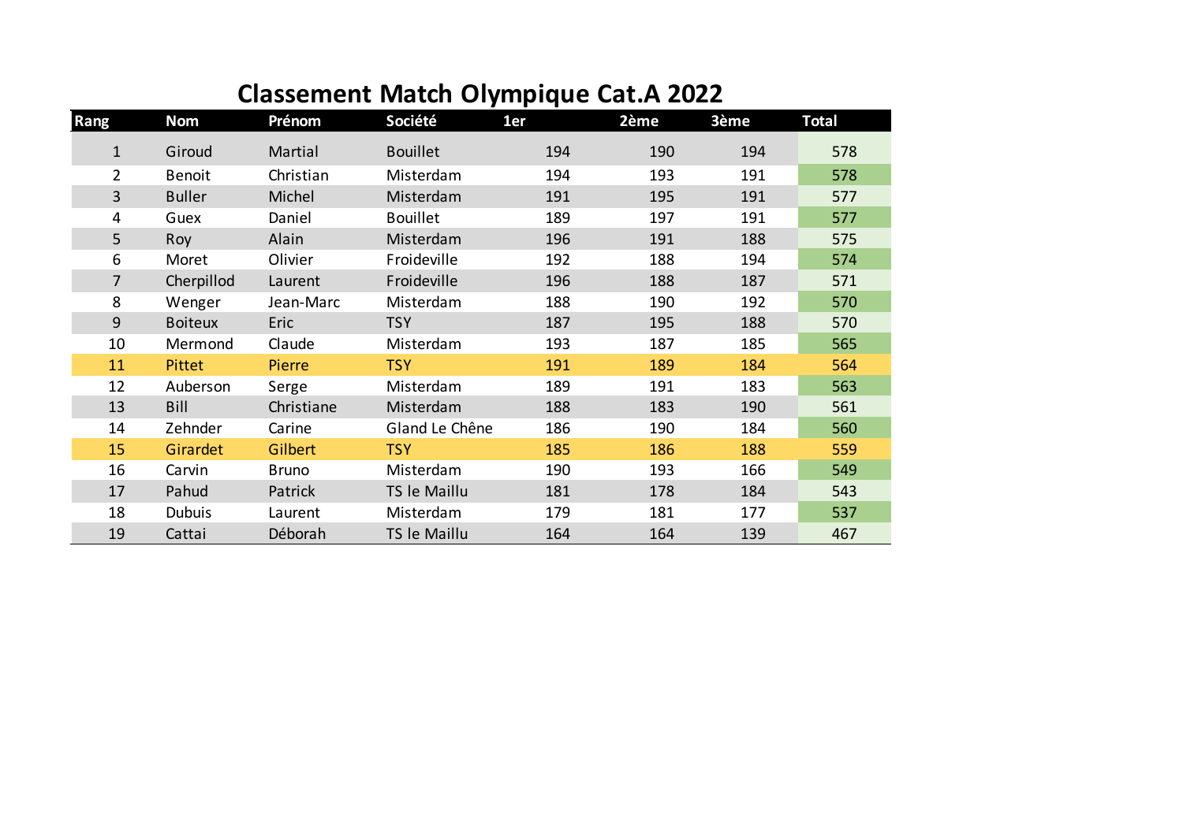# Classement Match Olympique Cat.A 2022

| Rang | Nom | Prénom | Société | 1er | 2ème | 3ème | Total |
|---|---|---|---|---|---|---|---|
| 1 | Giroud | Martial | Bouillet | 194 | 190 | 194 | 578 |
| 2 | Benoit | Christian | Misterdam | 194 | 193 | 191 | 578 |
| 3 | Buller | Michel | Misterdam | 191 | 195 | 191 | 577 |
| 4 | Guex | Daniel | Bouillet | 189 | 197 | 191 | 577 |
| 5 | Roy | Alain | Misterdam | 196 | 191 | 188 | 575 |
| 6 | Moret | Olivier | Froideville | 192 | 188 | 194 | 574 |
| 7 | Cherpillod | Laurent | Froideville | 196 | 188 | 187 | 571 |
| 8 | Wenger | Jean-Marc | Misterdam | 188 | 190 | 192 | 570 |
| 9 | Boiteux | Eric | TSY | 187 | 195 | 188 | 570 |
| 10 | Mermond | Claude | Misterdam | 193 | 187 | 185 | 565 |
| 11 | Pittet | Pierre | TSY | 191 | 189 | 184 | 564 |
| 12 | Auberson | Serge | Misterdam | 189 | 191 | 183 | 563 |
| 13 | Bill | Christiane | Misterdam | 188 | 183 | 190 | 561 |
| 14 | Zehnder | Carine | Gland Le Chêne | 186 | 190 | 184 | 560 |
| 15 | Girardet | Gilbert | TSY | 185 | 186 | 188 | 559 |
| 16 | Carvin | Bruno | Misterdam | 190 | 193 | 166 | 549 |
| 17 | Pahud | Patrick | TS le Maillu | 181 | 178 | 184 | 543 |
| 18 | Dubuis | Laurent | Misterdam | 179 | 181 | 177 | 537 |
| 19 | Cattai | Déborah | TS le Maillu | 164 | 164 | 139 | 467 |